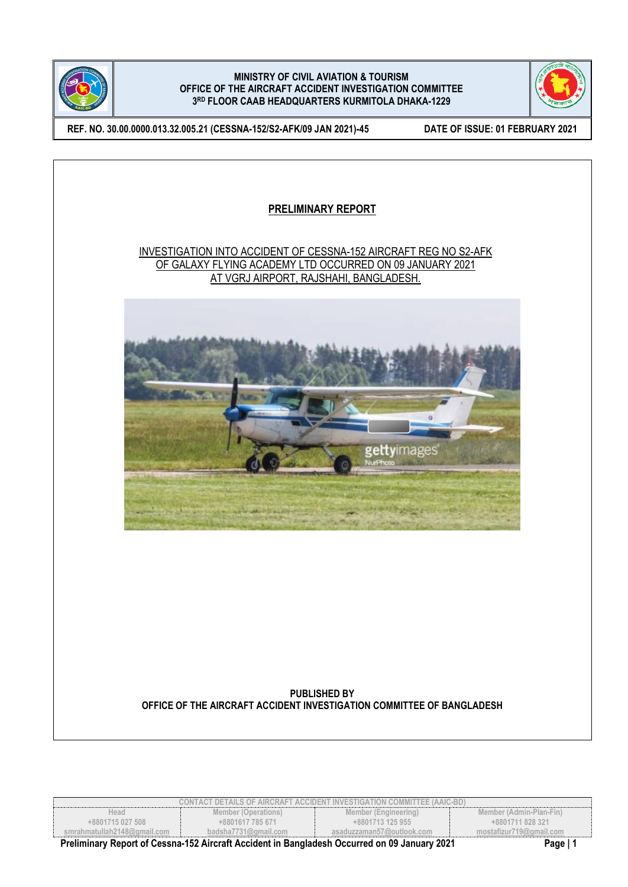**MINISTRY OF CIVIL AVIATION & TOURISM**
**OFFICE OF THE AIRCRAFT ACCIDENT INVESTIGATION COMMITTEE**
**3RD FLOOR CAAB HEADQUARTERS KURMITOLA DHAKA-1229**

**REF. NO. 30.00.0000.013.32.005.21 (CESSNA-152/S2-AFK/09 JAN 2021)-45** | **DATE OF ISSUE: 01 FEBRUARY 2021**

# PRELIMINARY REPORT

## INVESTIGATION INTO ACCIDENT OF CESSNA-152 AIRCRAFT REG NO S2-AFK OF GALAXY FLYING ACADEMY LTD OCCURRED ON 09 JANUARY 2021 AT VGRJ AIRPORT, RAJSHAHI, BANGLADESH.

**PUBLISHED BY**
**OFFICE OF THE AIRCRAFT ACCIDENT INVESTIGATION COMMITTEE OF BANGLADESH**

| CONTACT DETAILS OF AIRCRAFT ACCIDENT INVESTIGATION COMMITTEE (AAIC-BD) | | | |
|---|---|---|---|
| Head | Member (Operations) | Member (Engineering) | Member (Admin-Plan-Fin) |
| +8801715 027 508 | +8801617 785 671 | +8801713 125 955 | +8801711 828 321 |
| smrahmatullah2148@gmail.com | badsha7731@gmail.com | asaduzzaman57@outlook.com | mostafizur719@gmail.com |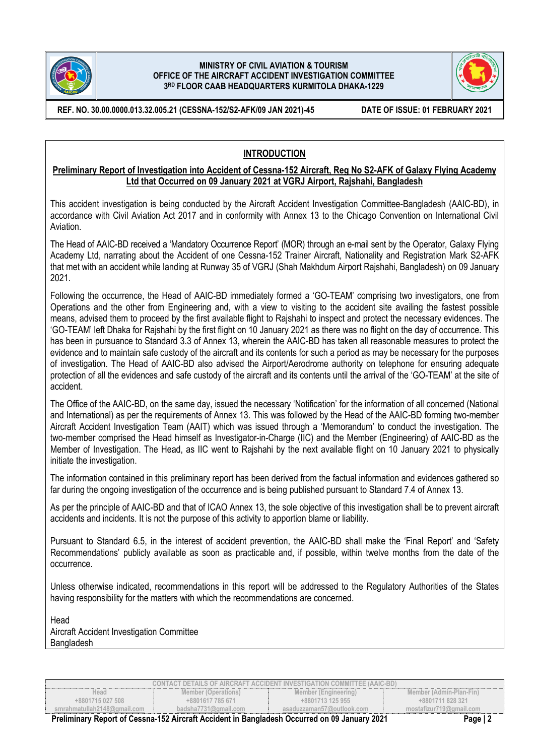## INTRODUCTION

**Preliminary Report of Investigation into Accident of Cessna-152 Aircraft, Reg No S2-AFK of Galaxy Flying Academy Ltd that Occurred on 09 January 2021 at VGRJ Airport, Rajshahi, Bangladesh**

This accident investigation is being conducted by the Aircraft Accident Investigation Committee-Bangladesh (AAIC-BD), in accordance with Civil Aviation Act 2017 and in conformity with Annex 13 to the Chicago Convention on International Civil Aviation.

The Head of AAIC-BD received a 'Mandatory Occurrence Report' (MOR) through an e-mail sent by the Operator, Galaxy Flying Academy Ltd, narrating about the Accident of one Cessna-152 Trainer Aircraft, Nationality and Registration Mark S2-AFK that met with an accident while landing at Runway 35 of VGRJ (Shah Makhdum Airport Rajshahi, Bangladesh) on 09 January 2021.

Following the occurrence, the Head of AAIC-BD immediately formed a 'GO-TEAM' comprising two investigators, one from Operations and the other from Engineering and, with a view to visiting to the accident site availing the fastest possible means, advised them to proceed by the first available flight to Rajshahi to inspect and protect the necessary evidences. The 'GO-TEAM' left Dhaka for Rajshahi by the first flight on 10 January 2021 as there was no flight on the day of occurrence. This has been in pursuance to Standard 3.3 of Annex 13, wherein the AAIC-BD has taken all reasonable measures to protect the evidence and to maintain safe custody of the aircraft and its contents for such a period as may be necessary for the purposes of investigation. The Head of AAIC-BD also advised the Airport/Aerodrome authority on telephone for ensuring adequate protection of all the evidences and safe custody of the aircraft and its contents until the arrival of the 'GO-TEAM' at the site of accident.

The Office of the AAIC-BD, on the same day, issued the necessary 'Notification' for the information of all concerned (National and International) as per the requirements of Annex 13. This was followed by the Head of the AAIC-BD forming two-member Aircraft Accident Investigation Team (AAIT) which was issued through a 'Memorandum' to conduct the investigation. The two-member comprised the Head himself as Investigator-in-Charge (IIC) and the Member (Engineering) of AAIC-BD as the Member of Investigation. The Head, as IIC went to Rajshahi by the next available flight on 10 January 2021 to physically initiate the investigation.

The information contained in this preliminary report has been derived from the factual information and evidences gathered so far during the ongoing investigation of the occurrence and is being published pursuant to Standard 7.4 of Annex 13.

As per the principle of AAIC-BD and that of ICAO Annex 13, the sole objective of this investigation shall be to prevent aircraft accidents and incidents. It is not the purpose of this activity to apportion blame or liability.

Pursuant to Standard 6.5, in the interest of accident prevention, the AAIC-BD shall make the 'Final Report' and 'Safety Recommendations' publicly available as soon as practicable and, if possible, within twelve months from the date of the occurrence.

Unless otherwise indicated, recommendations in this report will be addressed to the Regulatory Authorities of the States having responsibility for the matters with which the recommendations are concerned.

Head
Aircraft Accident Investigation Committee
Bangladesh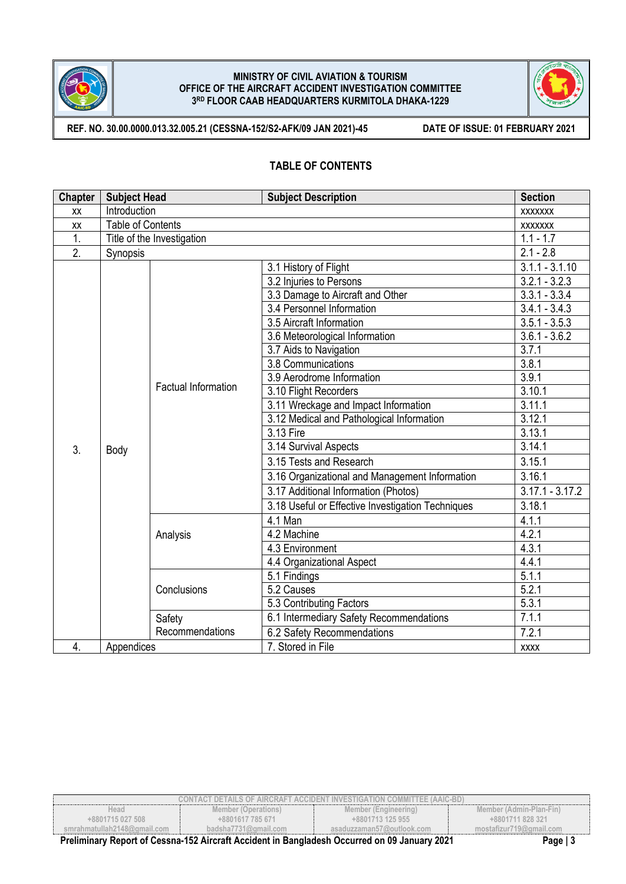## TABLE OF CONTENTS

| Chapter | Subject Head | | Subject Description | Section |
|---|---|---|---|---|
| xx | Introduction | | | xxxxxxx |
| xx | Table of Contents | | | xxxxxxx |
| 1. | Title of the Investigation | | | 1.1 - 1.7 |
| 2. | Synopsis | | | 2.1 - 2.8 |
| 3. | Body | Factual Information | 3.1 History of Flight | 3.1.1 - 3.1.10 |
| | | | 3.2 Injuries to Persons | 3.2.1 - 3.2.3 |
| | | | 3.3 Damage to Aircraft and Other | 3.3.1 - 3.3.4 |
| | | | 3.4 Personnel Information | 3.4.1 - 3.4.3 |
| | | | 3.5 Aircraft Information | 3.5.1 - 3.5.3 |
| | | | 3.6 Meteorological Information | 3.6.1 - 3.6.2 |
| | | | 3.7 Aids to Navigation | 3.7.1 |
| | | | 3.8 Communications | 3.8.1 |
| | | | 3.9 Aerodrome Information | 3.9.1 |
| | | | 3.10 Flight Recorders | 3.10.1 |
| | | | 3.11 Wreckage and Impact Information | 3.11.1 |
| | | | 3.12 Medical and Pathological Information | 3.12.1 |
| | | | 3.13 Fire | 3.13.1 |
| | | | 3.14 Survival Aspects | 3.14.1 |
| | | | 3.15 Tests and Research | 3.15.1 |
| | | | 3.16 Organizational and Management Information | 3.16.1 |
| | | | 3.17 Additional Information (Photos) | 3.17.1 - 3.17.2 |
| | | | 3.18 Useful or Effective Investigation Techniques | 3.18.1 |
| | | Analysis | 4.1 Man | 4.1.1 |
| | | | 4.2 Machine | 4.2.1 |
| | | | 4.3 Environment | 4.3.1 |
| | | | 4.4 Organizational Aspect | 4.4.1 |
| | | Conclusions | 5.1 Findings | 5.1.1 |
| | | | 5.2 Causes | 5.2.1 |
| | | | 5.3 Contributing Factors | 5.3.1 |
| | | Safety Recommendations | 6.1 Intermediary Safety Recommendations | 7.1.1 |
| | | | 6.2 Safety Recommendations | 7.2.1 |
| 4. | Appendices | | 7. Stored in File | xxxx |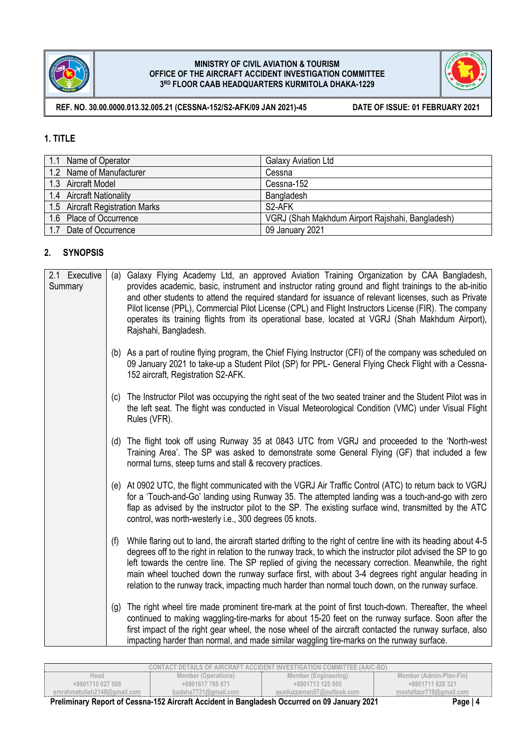MINISTRY OF CIVIL AVIATION & TOURISM
OFFICE OF THE AIRCRAFT ACCIDENT INVESTIGATION COMMITTEE
3RD FLOOR CAAB HEADQUARTERS KURMITOLA DHAKA-1229

**REF. NO. 30.00.0000.013.32.005.21 (CESSNA-152/S2-AFK/09 JAN 2021)-45** **DATE OF ISSUE: 01 FEBRUARY 2021**

## 1. TITLE

| | |
|---|---|
| 1.1 Name of Operator | Galaxy Aviation Ltd |
| 1.2 Name of Manufacturer | Cessna |
| 1.3 Aircraft Model | Cessna-152 |
| 1.4 Aircraft Nationality | Bangladesh |
| 1.5 Aircraft Registration Marks | S2-AFK |
| 1.6 Place of Occurrence | VGRJ (Shah Makhdum Airport Rajshahi, Bangladesh) |
| 1.7 Date of Occurrence | 09 January 2021 |

## 2. SYNOPSIS

**2.1 Executive Summary**

(a) Galaxy Flying Academy Ltd, an approved Aviation Training Organization by CAA Bangladesh, provides academic, basic, instrument and instructor rating ground and flight trainings to the ab-initio and other students to attend the required standard for issuance of relevant licenses, such as Private Pilot license (PPL), Commercial Pilot License (CPL) and Flight Instructors License (FIR). The company operates its training flights from its operational base, located at VGRJ (Shah Makhdum Airport), Rajshahi, Bangladesh.

(b) As a part of routine flying program, the Chief Flying Instructor (CFI) of the company was scheduled on 09 January 2021 to take-up a Student Pilot (SP) for PPL- General Flying Check Flight with a Cessna-152 aircraft, Registration S2-AFK.

(c) The Instructor Pilot was occupying the right seat of the two seated trainer and the Student Pilot was in the left seat. The flight was conducted in Visual Meteorological Condition (VMC) under Visual Flight Rules (VFR).

(d) The flight took off using Runway 35 at 0843 UTC from VGRJ and proceeded to the 'North-west Training Area'. The SP was asked to demonstrate some General Flying (GF) that included a few normal turns, steep turns and stall & recovery practices.

(e) At 0902 UTC, the flight communicated with the VGRJ Air Traffic Control (ATC) to return back to VGRJ for a 'Touch-and-Go' landing using Runway 35. The attempted landing was a touch-and-go with zero flap as advised by the instructor pilot to the SP. The existing surface wind, transmitted by the ATC control, was north-westerly i.e., 300 degrees 05 knots.

(f) While flaring out to land, the aircraft started drifting to the right of centre line with its heading about 4-5 degrees off to the right in relation to the runway track, to which the instructor pilot advised the SP to go left towards the centre line. The SP replied of giving the necessary correction. Meanwhile, the right main wheel touched down the runway surface first, with about 3-4 degrees right angular heading in relation to the runway track, impacting much harder than normal touch down, on the runway surface.

(g) The right wheel tire made prominent tire-mark at the point of first touch-down. Thereafter, the wheel continued to making waggling-tire-marks for about 15-20 feet on the runway surface. Soon after the first impact of the right gear wheel, the nose wheel of the aircraft contacted the runway surface, also impacting harder than normal, and made similar waggling tire-marks on the runway surface.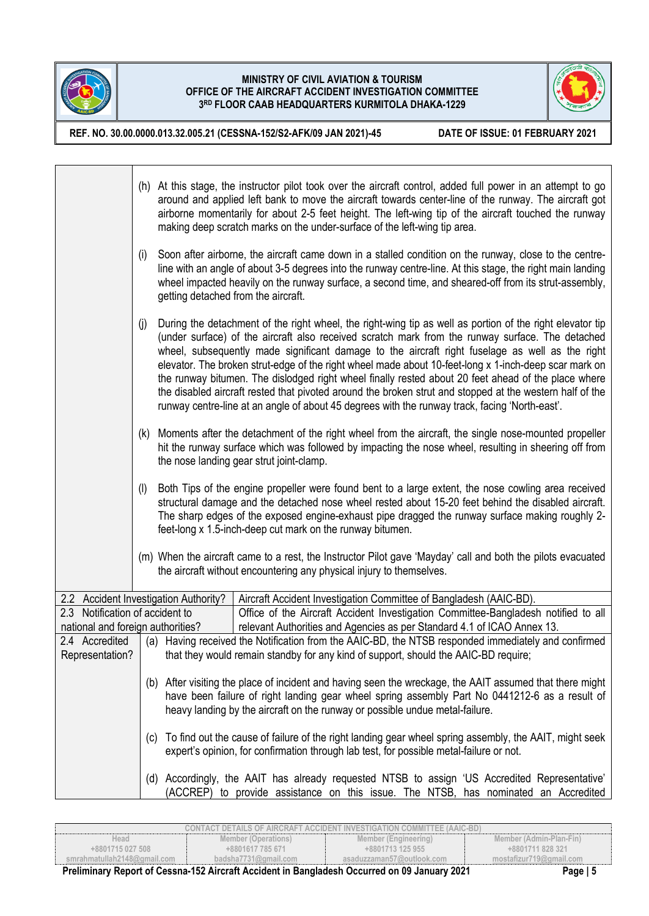| | |
|---|---|
| | (h) At this stage, the instructor pilot took over the aircraft control, added full power in an attempt to go around and applied left bank to move the aircraft towards center-line of the runway. The aircraft got airborne momentarily for about 2-5 feet height. The left-wing tip of the aircraft touched the runway making deep scratch marks on the under-surface of the left-wing tip area.<br><br>(i) Soon after airborne, the aircraft came down in a stalled condition on the runway, close to the centre-line with an angle of about 3-5 degrees into the runway centre-line. At this stage, the right main landing wheel impacted heavily on the runway surface, a second time, and sheared-off from its strut-assembly, getting detached from the aircraft.<br><br>(j) During the detachment of the right wheel, the right-wing tip as well as portion of the right elevator tip (under surface) of the aircraft also received scratch mark from the runway surface. The detached wheel, subsequently made significant damage to the aircraft right fuselage as well as the right elevator. The broken strut-edge of the right wheel made about 10-feet-long x 1-inch-deep scar mark on the runway bitumen. The dislodged right wheel finally rested about 20 feet ahead of the place where the disabled aircraft rested that pivoted around the broken strut and stopped at the western half of the runway centre-line at an angle of about 45 degrees with the runway track, facing 'North-east'.<br><br>(k) Moments after the detachment of the right wheel from the aircraft, the single nose-mounted propeller hit the runway surface which was followed by impacting the nose wheel, resulting in sheering off from the nose landing gear strut joint-clamp.<br><br>(l) Both Tips of the engine propeller were found bent to a large extent, the nose cowling area received structural damage and the detached nose wheel rested about 15-20 feet behind the disabled aircraft. The sharp edges of the exposed engine-exhaust pipe dragged the runway surface making roughly 2-feet-long x 1.5-inch-deep cut mark on the runway bitumen.<br><br>(m) When the aircraft came to a rest, the Instructor Pilot gave 'Mayday' call and both the pilots evacuated the aircraft without encountering any physical injury to themselves. |
| 2.2 Accident Investigation Authority? | Aircraft Accident Investigation Committee of Bangladesh (AAIC-BD). |
| 2.3 Notification of accident to national and foreign authorities? | Office of the Aircraft Accident Investigation Committee-Bangladesh notified to all relevant Authorities and Agencies as per Standard 4.1 of ICAO Annex 13. |
| 2.4 Accredited Representation? | (a) Having received the Notification from the AAIC-BD, the NTSB responded immediately and confirmed that they would remain standby for any kind of support, should the AAIC-BD require;<br><br>(b) After visiting the place of incident and having seen the wreckage, the AAIT assumed that there might have been failure of right landing gear wheel spring assembly Part No 0441212-6 as a result of heavy landing by the aircraft on the runway or possible undue metal-failure.<br><br>(c) To find out the cause of failure of the right landing gear wheel spring assembly, the AAIT, might seek expert's opinion, for confirmation through lab test, for possible metal-failure or not.<br><br>(d) Accordingly, the AAIT has already requested NTSB to assign 'US Accredited Representative' (ACCREP) to provide assistance on this issue. The NTSB, has nominated an Accredited |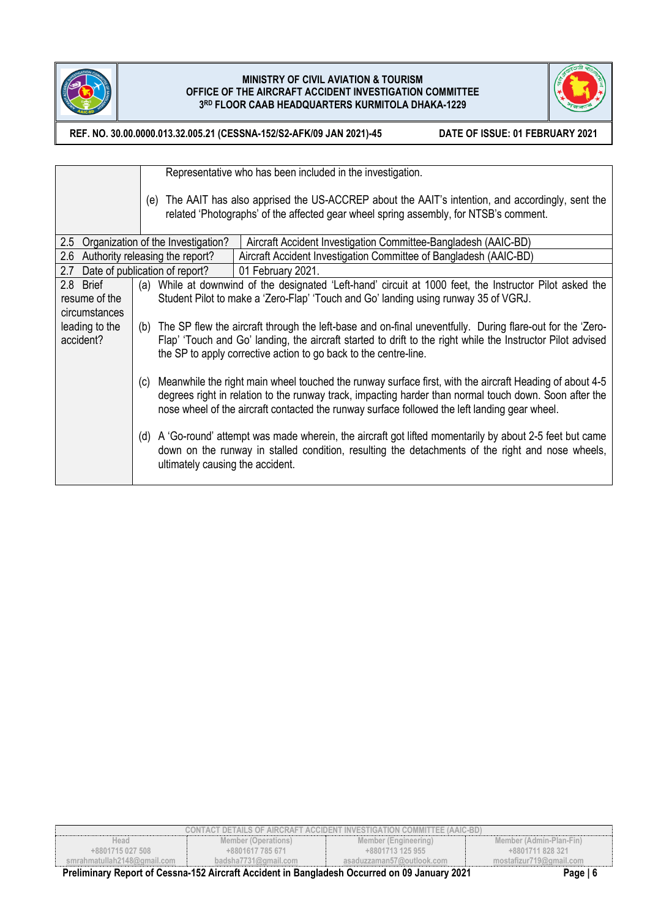|  |  |
|---|---|
|  | Representative who has been included in the investigation.<br><br>(e) The AAIT has also apprised the US-ACCREP about the AAIT's intention, and accordingly, sent the related 'Photographs' of the affected gear wheel spring assembly, for NTSB's comment. |
| 2.5 Organization of the Investigation? | Aircraft Accident Investigation Committee-Bangladesh (AAIC-BD) |
| 2.6 Authority releasing the report? | Aircraft Accident Investigation Committee of Bangladesh (AAIC-BD) |
| 2.7 Date of publication of report? | 01 February 2021. |
| 2.8 Brief resume of the circumstances leading to the accident? | (a) While at downwind of the designated 'Left-hand' circuit at 1000 feet, the Instructor Pilot asked the Student Pilot to make a 'Zero-Flap' 'Touch and Go' landing using runway 35 of VGRJ.<br><br>(b) The SP flew the aircraft through the left-base and on-final uneventfully. During flare-out for the 'Zero-Flap' 'Touch and Go' landing, the aircraft started to drift to the right while the Instructor Pilot advised the SP to apply corrective action to go back to the centre-line.<br><br>(c) Meanwhile the right main wheel touched the runway surface first, with the aircraft Heading of about 4-5 degrees right in relation to the runway track, impacting harder than normal touch down. Soon after the nose wheel of the aircraft contacted the runway surface followed the left landing gear wheel.<br><br>(d) A 'Go-round' attempt was made wherein, the aircraft got lifted momentarily by about 2-5 feet but came down on the runway in stalled condition, resulting the detachments of the right and nose wheels, ultimately causing the accident. |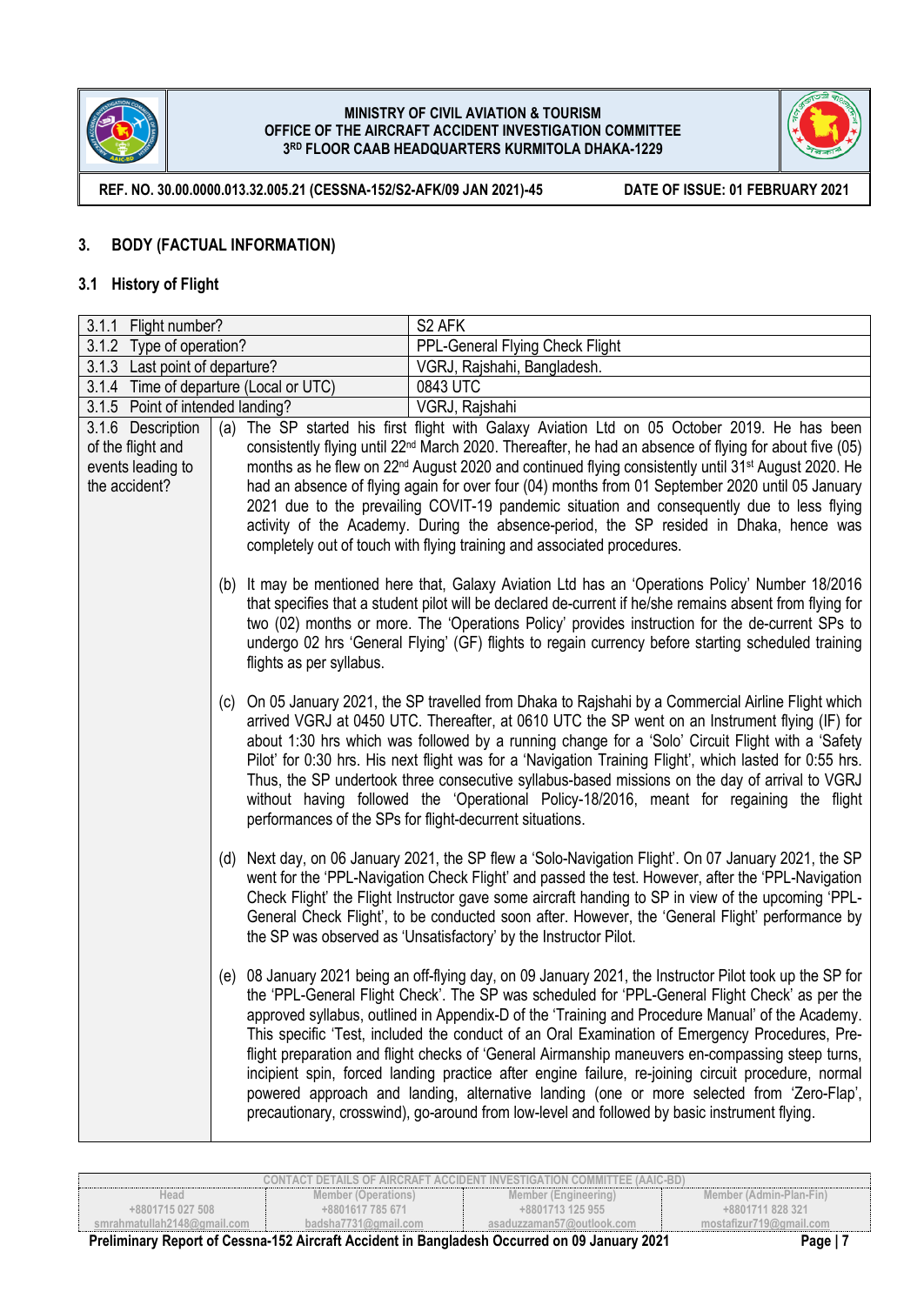## 3. BODY (FACTUAL INFORMATION)

### 3.1 History of Flight

| 3.1.1 Flight number? | S2 AFK |
|---|---|
| 3.1.2 Type of operation? | PPL-General Flying Check Flight |
| 3.1.3 Last point of departure? | VGRJ, Rajshahi, Bangladesh. |
| 3.1.4 Time of departure (Local or UTC) | 0843 UTC |
| 3.1.5 Point of intended landing? | VGRJ, Rajshahi |
| 3.1.6 Description of the flight and events leading to the accident? | (a) The SP started his first flight with Galaxy Aviation Ltd on 05 October 2019. He has been consistently flying until 22nd March 2020. Thereafter, he had an absence of flying for about five (05) months as he flew on 22nd August 2020 and continued flying consistently until 31st August 2020. He had an absence of flying again for over four (04) months from 01 September 2020 until 05 January 2021 due to the prevailing COVIT-19 pandemic situation and consequently due to less flying activity of the Academy. During the absence-period, the SP resided in Dhaka, hence was completely out of touch with flying training and associated procedures.<br><br>(b) It may be mentioned here that, Galaxy Aviation Ltd has an 'Operations Policy' Number 18/2016 that specifies that a student pilot will be declared de-current if he/she remains absent from flying for two (02) months or more. The 'Operations Policy' provides instruction for the de-current SPs to undergo 02 hrs 'General Flying' (GF) flights to regain currency before starting scheduled training flights as per syllabus.<br><br>(c) On 05 January 2021, the SP travelled from Dhaka to Rajshahi by a Commercial Airline Flight which arrived VGRJ at 0450 UTC. Thereafter, at 0610 UTC the SP went on an Instrument flying (IF) for about 1:30 hrs which was followed by a running change for a 'Solo' Circuit Flight with a 'Safety Pilot' for 0:30 hrs. His next flight was for a 'Navigation Training Flight', which lasted for 0:55 hrs. Thus, the SP undertook three consecutive syllabus-based missions on the day of arrival to VGRJ without having followed the 'Operational Policy-18/2016, meant for regaining the flight performances of the SPs for flight-decurrent situations.<br><br>(d) Next day, on 06 January 2021, the SP flew a 'Solo-Navigation Flight'. On 07 January 2021, the SP went for the 'PPL-Navigation Check Flight' and passed the test. However, after the 'PPL-Navigation Check Flight' the Flight Instructor gave some aircraft handing to SP in view of the upcoming 'PPL-General Check Flight', to be conducted soon after. However, the 'General Flight' performance by the SP was observed as 'Unsatisfactory' by the Instructor Pilot.<br><br>(e) 08 January 2021 being an off-flying day, on 09 January 2021, the Instructor Pilot took up the SP for the 'PPL-General Flight Check'. The SP was scheduled for 'PPL-General Flight Check' as per the approved syllabus, outlined in Appendix-D of the 'Training and Procedure Manual' of the Academy. This specific 'Test, included the conduct of an Oral Examination of Emergency Procedures, Pre-flight preparation and flight checks of 'General Airmanship maneuvers en-compassing steep turns, incipient spin, forced landing practice after engine failure, re-joining circuit procedure, normal powered approach and landing, alternative landing (one or more selected from 'Zero-Flap', precautionary, crosswind), go-around from low-level and followed by basic instrument flying. |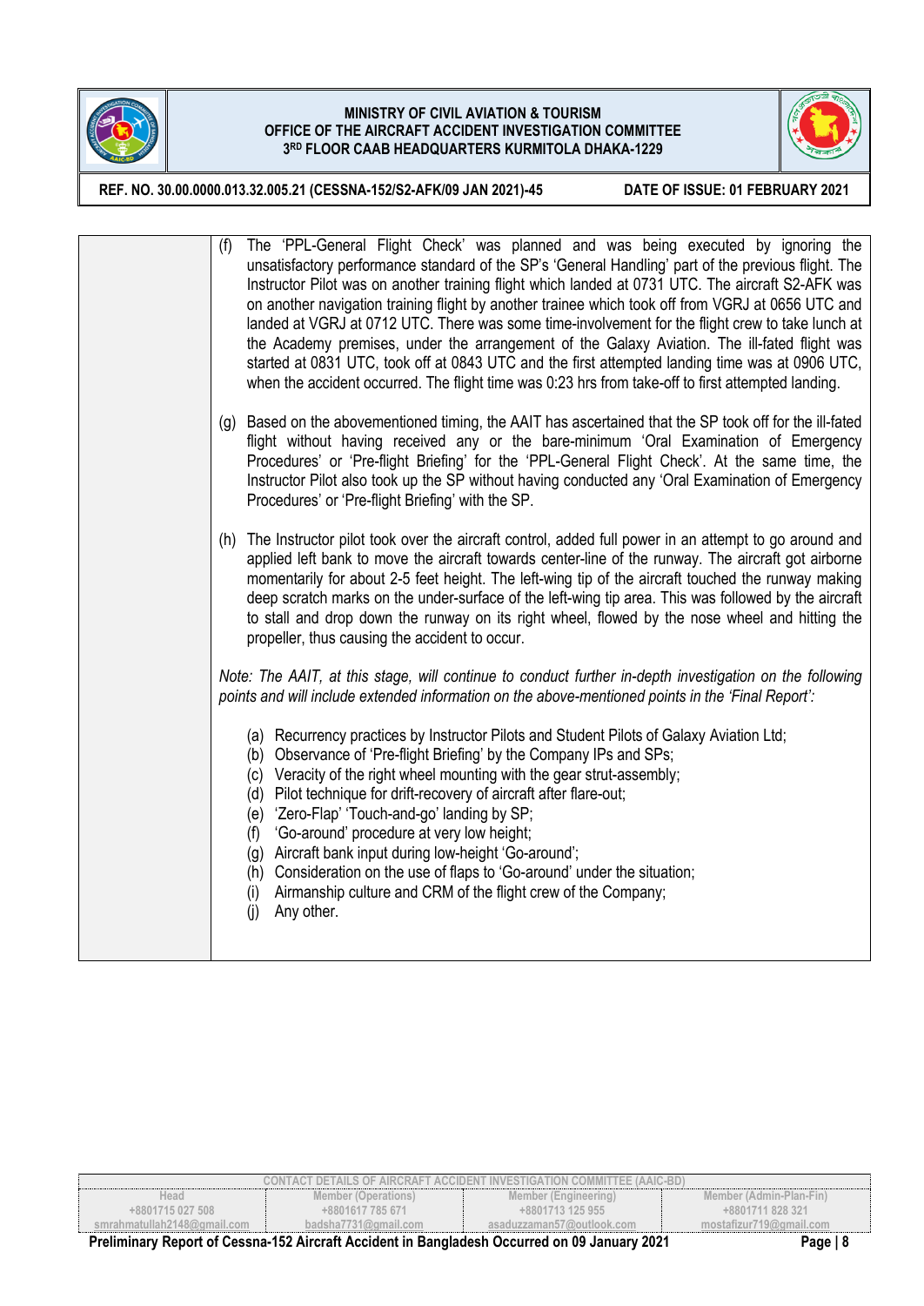(f) The 'PPL-General Flight Check' was planned and was being executed by ignoring the unsatisfactory performance standard of the SP's 'General Handling' part of the previous flight. The Instructor Pilot was on another training flight which landed at 0731 UTC. The aircraft S2-AFK was on another navigation training flight by another trainee which took off from VGRJ at 0656 UTC and landed at VGRJ at 0712 UTC. There was some time-involvement for the flight crew to take lunch at the Academy premises, under the arrangement of the Galaxy Aviation. The ill-fated flight was started at 0831 UTC, took off at 0843 UTC and the first attempted landing time was at 0906 UTC, when the accident occurred. The flight time was 0:23 hrs from take-off to first attempted landing.

(g) Based on the abovementioned timing, the AAIT has ascertained that the SP took off for the ill-fated flight without having received any or the bare-minimum 'Oral Examination of Emergency Procedures' or 'Pre-flight Briefing' for the 'PPL-General Flight Check'. At the same time, the Instructor Pilot also took up the SP without having conducted any 'Oral Examination of Emergency Procedures' or 'Pre-flight Briefing' with the SP.

(h) The Instructor pilot took over the aircraft control, added full power in an attempt to go around and applied left bank to move the aircraft towards center-line of the runway. The aircraft got airborne momentarily for about 2-5 feet height. The left-wing tip of the aircraft touched the runway making deep scratch marks on the under-surface of the left-wing tip area. This was followed by the aircraft to stall and drop down the runway on its right wheel, flowed by the nose wheel and hitting the propeller, thus causing the accident to occur.

*Note: The AAIT, at this stage, will continue to conduct further in-depth investigation on the following points and will include extended information on the above-mentioned points in the 'Final Report':*

(a) Recurrency practices by Instructor Pilots and Student Pilots of Galaxy Aviation Ltd;
(b) Observance of 'Pre-flight Briefing' by the Company IPs and SPs;
(c) Veracity of the right wheel mounting with the gear strut-assembly;
(d) Pilot technique for drift-recovery of aircraft after flare-out;
(e) 'Zero-Flap' 'Touch-and-go' landing by SP;
(f) 'Go-around' procedure at very low height;
(g) Aircraft bank input during low-height 'Go-around';
(h) Consideration on the use of flaps to 'Go-around' under the situation;
(i) Airmanship culture and CRM of the flight crew of the Company;
(j) Any other.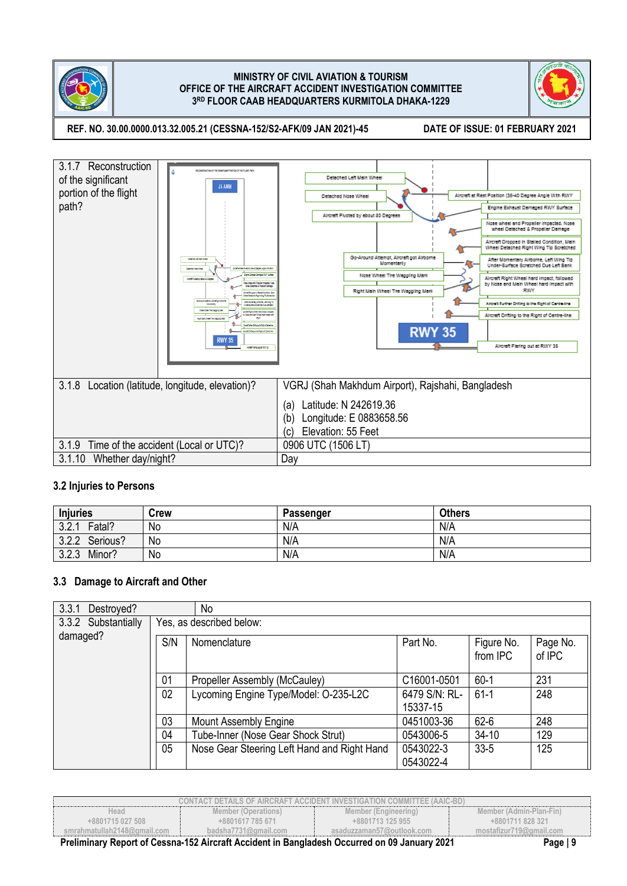| | |
|---|---|
| 3.1.7 Reconstruction of the significant portion of the flight path? | Detached Left Main Wheel; Detached Nose Wheel; Aircraft Pivoted by about 80 Degrees; Aircraft at Rest Position (35-40 Degree Angle With RWY; Engine Exhaust Damaged RWY Surface; Nose wheel and Propeller Impacted. Nose wheel Detached & Propeller Damage; Aircraft Dropped in Stalled Condition, Main Wheel Detached Right Wing Tip Scratched; Go-Around Attempt, Aircraft got Airborne Momentarily; After Momentary Airborne, Left Wing Tip Under-Surface Scratched Due Left Bank; Nose Wheel Tire Wagging Mark; Aircraft Right Wheel hard impact, followed by Nose and Main Wheel hard impact with RWY; Right Main Wheel Tire Wagging Mark; Aircraft Further Drifting to the Right of Centre-line; Aircraft Drifting to the Right of Centre-line; RWY 35; Aircraft Flaring out at RWY 35 |
| 3.1.8 Location (latitude, longitude, elevation)? | VGRJ (Shah Makhdum Airport), Rajshahi, Bangladesh<br>(a) Latitude: N 242619.36<br>(b) Longitude: E 0883658.56<br>(c) Elevation: 55 Feet |
| 3.1.9 Time of the accident (Local or UTC)? | 0906 UTC (1506 LT) |
| 3.1.10 Whether day/night? | Day |

### 3.2 Injuries to Persons

| Injuries | Crew | Passenger | Others |
|---|---|---|---|
| 3.2.1 Fatal? | No | N/A | N/A |
| 3.2.2 Serious? | No | N/A | N/A |
| 3.2.3 Minor? | No | N/A | N/A |

### 3.3 Damage to Aircraft and Other

3.3.1 Destroyed? No

3.3.2 Substantially damaged? Yes, as described below:

| S/N | Nomenclature | Part No. | Figure No. from IPC | Page No. of IPC |
|---|---|---|---|---|
| 01 | Propeller Assembly (McCauley) | C16001-0501 | 60-1 | 231 |
| 02 | Lycoming Engine Type/Model: O-235-L2C | 6479 S/N: RL-15337-15 | 61-1 | 248 |
| 03 | Mount Assembly Engine | 0451003-36 | 62-6 | 248 |
| 04 | Tube-Inner (Nose Gear Shock Strut) | 0543006-5 | 34-10 | 129 |
| 05 | Nose Gear Steering Left Hand and Right Hand | 0543022-3<br>0543022-4 | 33-5 | 125 |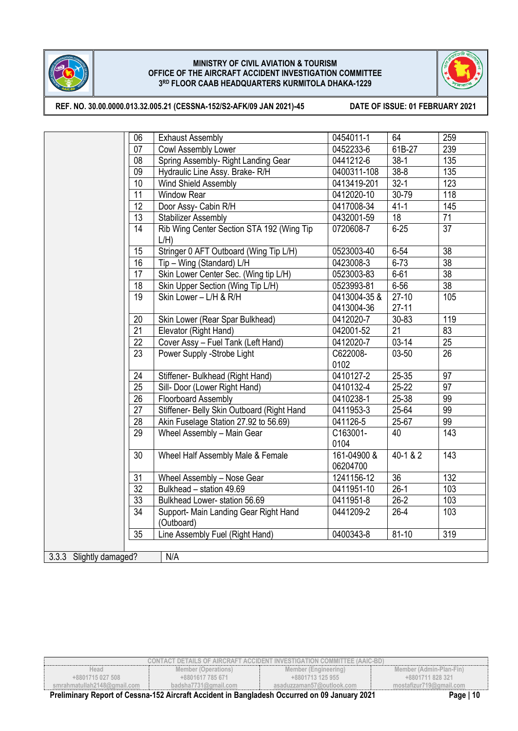| | | | | |
|---|---|---|---|---|
| 06 | Exhaust Assembly | 0454011-1 | 64 | 259 |
| 07 | Cowl Assembly Lower | 0452233-6 | 61B-27 | 239 |
| 08 | Spring Assembly- Right Landing Gear | 0441212-6 | 38-1 | 135 |
| 09 | Hydraulic Line Assy. Brake- R/H | 0400311-108 | 38-8 | 135 |
| 10 | Wind Shield Assembly | 0413419-201 | 32-1 | 123 |
| 11 | Window Rear | 0412020-10 | 30-79 | 118 |
| 12 | Door Assy- Cabin R/H | 0417008-34 | 41-1 | 145 |
| 13 | Stabilizer Assembly | 0432001-59 | 18 | 71 |
| 14 | Rib Wing Center Section STA 192 (Wing Tip L/H) | 0720608-7 | 6-25 | 37 |
| 15 | Stringer 0 AFT Outboard (Wing Tip L/H) | 0523003-40 | 6-54 | 38 |
| 16 | Tip – Wing (Standard) L/H | 0423008-3 | 6-73 | 38 |
| 17 | Skin Lower Center Sec. (Wing tip L/H) | 0523003-83 | 6-61 | 38 |
| 18 | Skin Upper Section (Wing Tip L/H) | 0523993-81 | 6-56 | 38 |
| 19 | Skin Lower – L/H & R/H | 0413004-35 & 0413004-36 | 27-10 27-11 | 105 |
| 20 | Skin Lower (Rear Spar Bulkhead) | 0412020-7 | 30-83 | 119 |
| 21 | Elevator (Right Hand) | 042001-52 | 21 | 83 |
| 22 | Cover Assy – Fuel Tank (Left Hand) | 0412020-7 | 03-14 | 25 |
| 23 | Power Supply -Strobe Light | C622008-0102 | 03-50 | 26 |
| 24 | Stiffener- Bulkhead (Right Hand) | 0410127-2 | 25-35 | 97 |
| 25 | Sill- Door (Lower Right Hand) | 0410132-4 | 25-22 | 97 |
| 26 | Floorboard Assembly | 0410238-1 | 25-38 | 99 |
| 27 | Stiffener- Belly Skin Outboard (Right Hand | 0411953-3 | 25-64 | 99 |
| 28 | Akin Fuselage Station 27.92 to 56.69) | 041126-5 | 25-67 | 99 |
| 29 | Wheel Assembly – Main Gear | C163001-0104 | 40 | 143 |
| 30 | Wheel Half Assembly Male & Female | 161-04900 & 06204700 | 40-1 & 2 | 143 |
| 31 | Wheel Assembly – Nose Gear | 1241156-12 | 36 | 132 |
| 32 | Bulkhead – station 49.69 | 0411951-10 | 26-1 | 103 |
| 33 | Bulkhead Lower- station 56.69 | 0411951-8 | 26-2 | 103 |
| 34 | Support- Main Landing Gear Right Hand (Outboard) | 0441209-2 | 26-4 | 103 |
| 35 | Line Assembly Fuel (Right Hand) | 0400343-8 | 81-10 | 319 |

| | |
|---|---|
| 3.3.3 Slightly damaged? | N/A |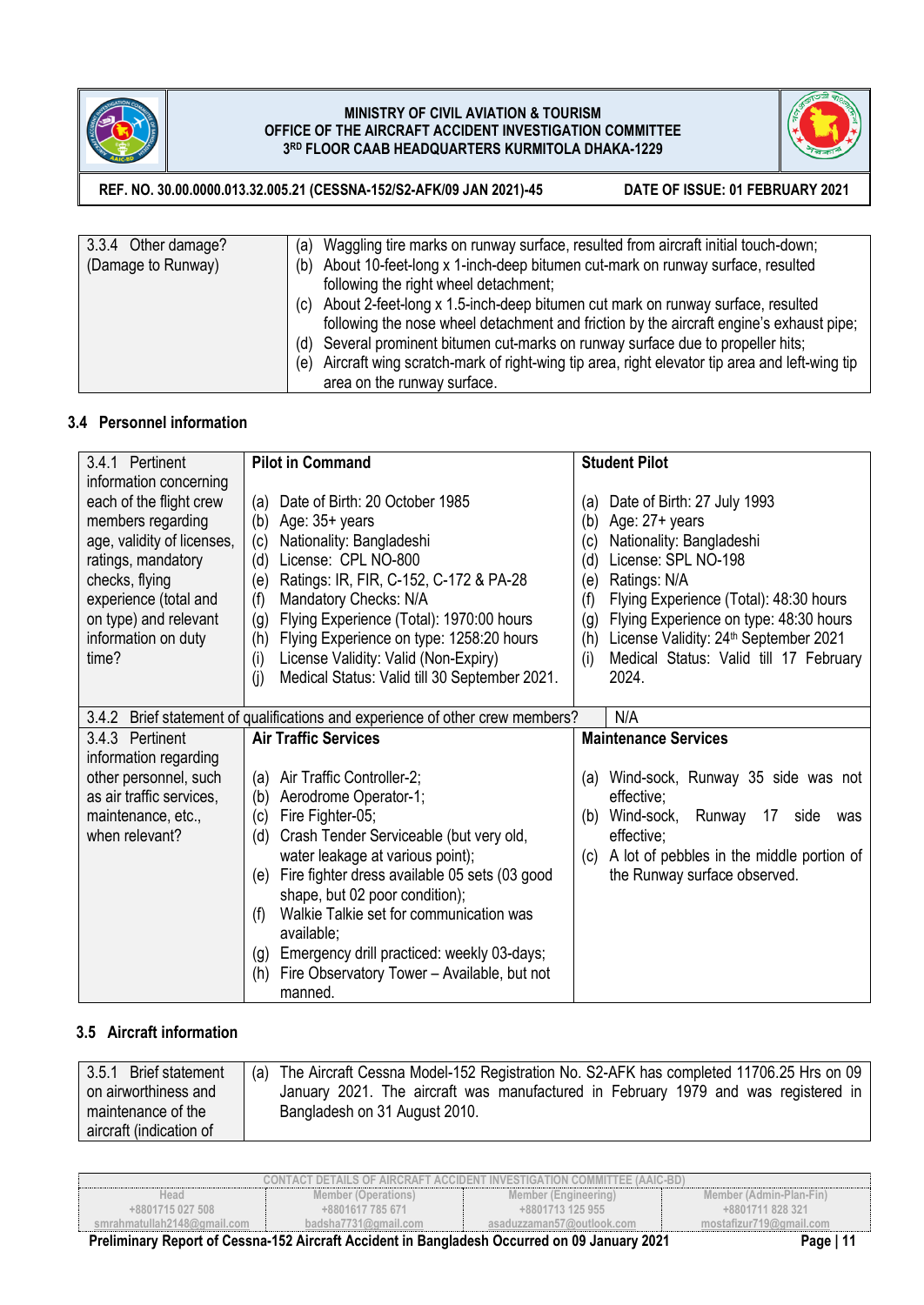| 3.3.4 Other damage? (Damage to Runway) | (a) Waggling tire marks on runway surface, resulted from aircraft initial touch-down;<br>(b) About 10-feet-long x 1-inch-deep bitumen cut-mark on runway surface, resulted following the right wheel detachment;<br>(c) About 2-feet-long x 1.5-inch-deep bitumen cut mark on runway surface, resulted following the nose wheel detachment and friction by the aircraft engine's exhaust pipe;<br>(d) Several prominent bitumen cut-marks on runway surface due to propeller hits;<br>(e) Aircraft wing scratch-mark of right-wing tip area, right elevator tip area and left-wing tip area on the runway surface. |
|---|---|

### 3.4 Personnel information

| 3.4.1 Pertinent information concerning each of the flight crew members regarding age, validity of licenses, ratings, mandatory checks, flying experience (total and on type) and relevant information on duty time? | **Pilot in Command**<br><br>(a) Date of Birth: 20 October 1985<br>(b) Age: 35+ years<br>(c) Nationality: Bangladeshi<br>(d) License: CPL NO-800<br>(e) Ratings: IR, FIR, C-152, C-172 & PA-28<br>(f) Mandatory Checks: N/A<br>(g) Flying Experience (Total): 1970:00 hours<br>(h) Flying Experience on type: 1258:20 hours<br>(i) License Validity: Valid (Non-Expiry)<br>(j) Medical Status: Valid till 30 September 2021. | **Student Pilot**<br><br>(a) Date of Birth: 27 July 1993<br>(b) Age: 27+ years<br>(c) Nationality: Bangladeshi<br>(d) License: SPL NO-198<br>(e) Ratings: N/A<br>(f) Flying Experience (Total): 48:30 hours<br>(g) Flying Experience on type: 48:30 hours<br>(h) License Validity: 24th September 2021<br>(i) Medical Status: Valid till 17 February 2024. |
|---|---|---|
| 3.4.2 Brief statement of qualifications and experience of other crew members? | | N/A |
| 3.4.3 Pertinent information regarding other personnel, such as air traffic services, maintenance, etc., when relevant? | **Air Traffic Services**<br><br>(a) Air Traffic Controller-2;<br>(b) Aerodrome Operator-1;<br>(c) Fire Fighter-05;<br>(d) Crash Tender Serviceable (but very old, water leakage at various point);<br>(e) Fire fighter dress available 05 sets (03 good shape, but 02 poor condition);<br>(f) Walkie Talkie set for communication was available;<br>(g) Emergency drill practiced: weekly 03-days;<br>(h) Fire Observatory Tower – Available, but not manned. | **Maintenance Services**<br><br>(a) Wind-sock, Runway 35 side was not effective;<br>(b) Wind-sock, Runway 17 side was effective;<br>(c) A lot of pebbles in the middle portion of the Runway surface observed. |

### 3.5 Aircraft information

| 3.5.1 Brief statement on airworthiness and maintenance of the aircraft (indication of | (a) The Aircraft Cessna Model-152 Registration No. S2-AFK has completed 11706.25 Hrs on 09 January 2021. The aircraft was manufactured in February 1979 and was registered in Bangladesh on 31 August 2010. |
|---|---|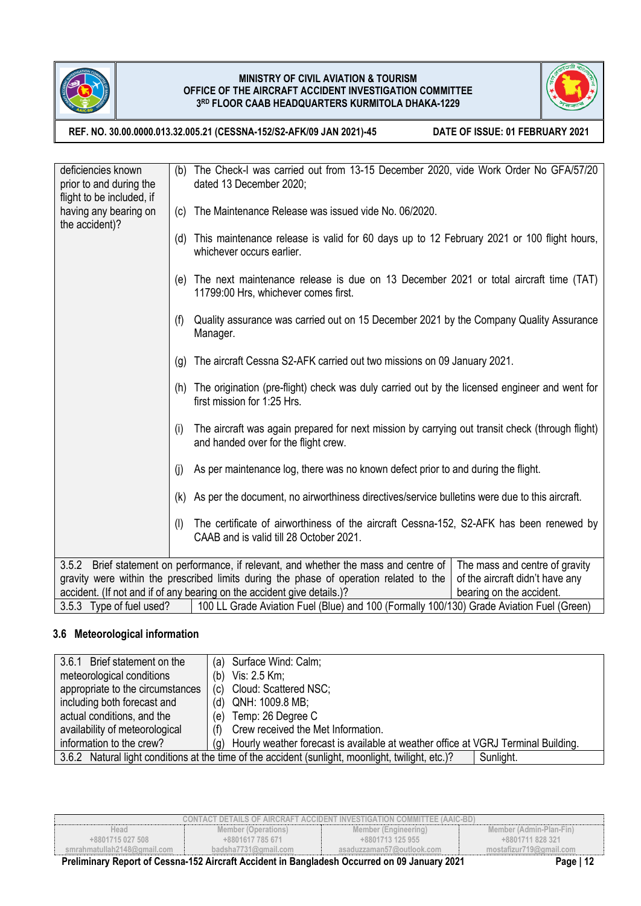| | |
|---|---|
| deficiencies known prior to and during the flight to be included, if having any bearing on the accident)? | (b) The Check-I was carried out from 13-15 December 2020, vide Work Order No GFA/57/20 dated 13 December 2020;<br><br>(c) The Maintenance Release was issued vide No. 06/2020.<br><br>(d) This maintenance release is valid for 60 days up to 12 February 2021 or 100 flight hours, whichever occurs earlier.<br><br>(e) The next maintenance release is due on 13 December 2021 or total aircraft time (TAT) 11799:00 Hrs, whichever comes first.<br><br>(f) Quality assurance was carried out on 15 December 2021 by the Company Quality Assurance Manager.<br><br>(g) The aircraft Cessna S2-AFK carried out two missions on 09 January 2021.<br><br>(h) The origination (pre-flight) check was duly carried out by the licensed engineer and went for first mission for 1:25 Hrs.<br><br>(i) The aircraft was again prepared for next mission by carrying out transit check (through flight) and handed over for the flight crew.<br><br>(j) As per maintenance log, there was no known defect prior to and during the flight.<br><br>(k) As per the document, no airworthiness directives/service bulletins were due to this aircraft.<br><br>(l) The certificate of airworthiness of the aircraft Cessna-152, S2-AFK has been renewed by CAAB and is valid till 28 October 2021. |
| 3.5.2 Brief statement on performance, if relevant, and whether the mass and centre of gravity were within the prescribed limits during the phase of operation related to the accident. (If not and if of any bearing on the accident give details.)? | The mass and centre of gravity of the aircraft didn't have any bearing on the accident. |
| 3.5.3 Type of fuel used? | 100 LL Grade Aviation Fuel (Blue) and 100 (Formally 100/130) Grade Aviation Fuel (Green) |

### 3.6 Meteorological information

| | |
|---|---|
| 3.6.1 Brief statement on the meteorological conditions appropriate to the circumstances including both forecast and actual conditions, and the availability of meteorological information to the crew? | (a) Surface Wind: Calm;<br>(b) Vis: 2.5 Km;<br>(c) Cloud: Scattered NSC;<br>(d) QNH: 1009.8 MB;<br>(e) Temp: 26 Degree C<br>(f) Crew received the Met Information.<br>(g) Hourly weather forecast is available at weather office at VGRJ Terminal Building. |
| 3.6.2 Natural light conditions at the time of the accident (sunlight, moonlight, twilight, etc.)? | Sunlight. |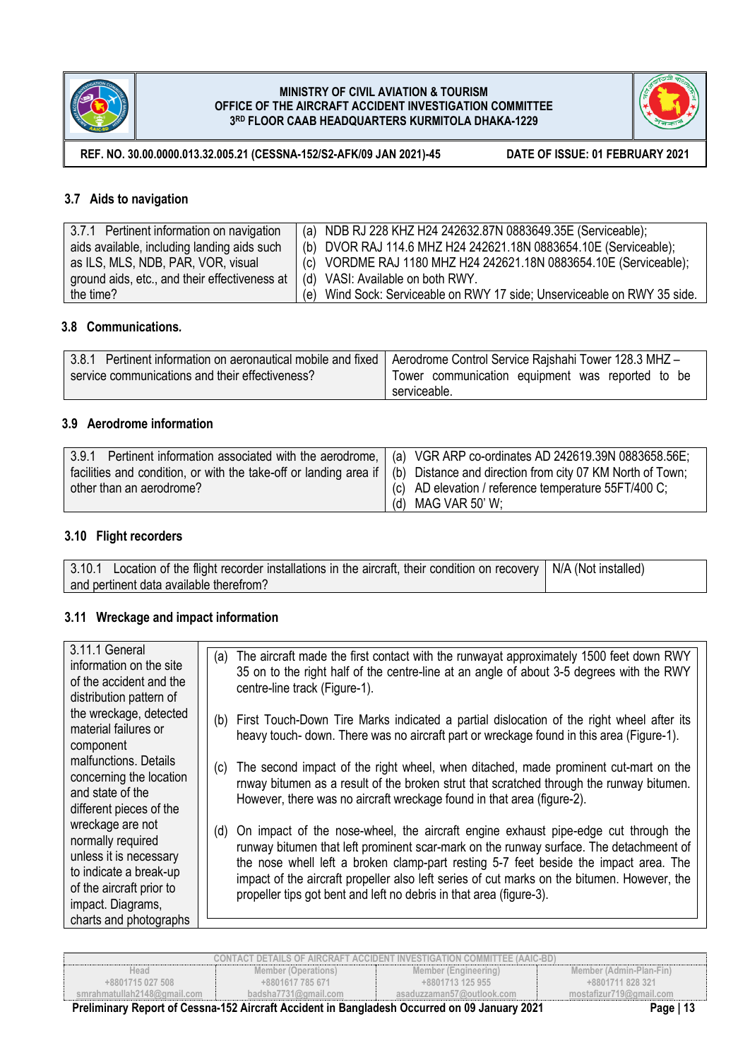## 3.7 Aids to navigation

| 3.7.1 Pertinent information on navigation aids available, including landing aids such as ILS, MLS, NDB, PAR, VOR, visual ground aids, etc., and their effectiveness at the time? | (a) NDB RJ 228 KHZ H24 242632.87N 0883649.35E (Serviceable);<br>(b) DVOR RAJ 114.6 MHZ H24 242621.18N 0883654.10E (Serviceable);<br>(c) VORDME RAJ 1180 MHZ H24 242621.18N 0883654.10E (Serviceable);<br>(d) VASI: Available on both RWY.<br>(e) Wind Sock: Serviceable on RWY 17 side; Unserviceable on RWY 35 side. |
|---|---|

## 3.8 Communications.

| 3.8.1 Pertinent information on aeronautical mobile and fixed service communications and their effectiveness? | Aerodrome Control Service Rajshahi Tower 128.3 MHZ – Tower communication equipment was reported to be serviceable. |
|---|---|

## 3.9 Aerodrome information

| 3.9.1 Pertinent information associated with the aerodrome, facilities and condition, or with the take-off or landing area if other than an aerodrome? | (a) VGR ARP co-ordinates AD 242619.39N 0883658.56E;<br>(b) Distance and direction from city 07 KM North of Town;<br>(c) AD elevation / reference temperature 55FT/400 C;<br>(d) MAG VAR 50' W; |
|---|---|

## 3.10 Flight recorders

| 3.10.1 Location of the flight recorder installations in the aircraft, their condition on recovery and pertinent data available therefrom? | N/A (Not installed) |
|---|---|

## 3.11 Wreckage and impact information

| 3.11.1 General information on the site of the accident and the distribution pattern of the wreckage, detected material failures or component malfunctions. Details concerning the location and state of the different pieces of the wreckage are not normally required unless it is necessary to indicate a break-up of the aircraft prior to impact. Diagrams, charts and photographs | (a) The aircraft made the first contact with the runwayat approximately 1500 feet down RWY 35 on to the right half of the centre-line at an angle of about 3-5 degrees with the RWY centre-line track (Figure-1).<br><br>(b) First Touch-Down Tire Marks indicated a partial dislocation of the right wheel after its heavy touch- down. There was no aircraft part or wreckage found in this area (Figure-1).<br><br>(c) The second impact of the right wheel, when ditached, made prominent cut-mart on the rnway bitumen as a result of the broken strut that scratched through the runway bitumen. However, there was no aircraft wreckage found in that area (figure-2).<br><br>(d) On impact of the nose-wheel, the aircraft engine exhaust pipe-edge cut through the runway bitumen that left prominent scar-mark on the runway surface. The detachmeent of the nose whell left a broken clamp-part resting 5-7 feet beside the impact area. The impact of the aircraft propeller also left series of cut marks on the bitumen. However, the propeller tips got bent and left no debris in that area (figure-3). |
|---|---|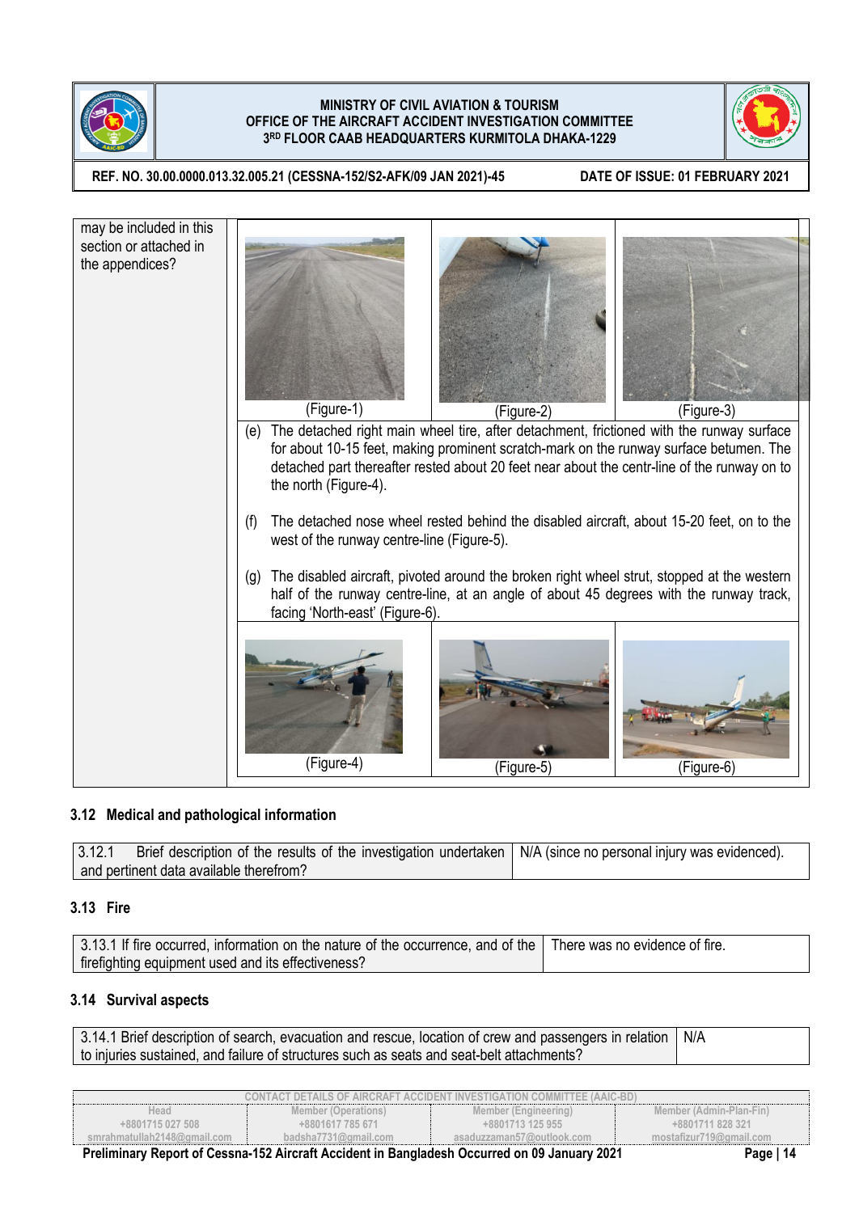| | |
|---|---|
| may be included in this section or attached in the appendices? | (Figure-1) (Figure-2) (Figure-3)<br><br>(e) The detached right main wheel tire, after detachment, frictioned with the runway surface for about 10-15 feet, making prominent scratch-mark on the runway surface betumen. The detached part thereafter rested about 20 feet near about the centr-line of the runway on to the north (Figure-4).<br><br>(f) The detached nose wheel rested behind the disabled aircraft, about 15-20 feet, on to the west of the runway centre-line (Figure-5).<br><br>(g) The disabled aircraft, pivoted around the broken right wheel strut, stopped at the western half of the runway centre-line, at an angle of about 45 degrees with the runway track, facing 'North-east' (Figure-6).<br><br>(Figure-4) (Figure-5) (Figure-6) |

### 3.12 Medical and pathological information

| | |
|---|---|
| 3.12.1 Brief description of the results of the investigation undertaken and pertinent data available therefrom? | N/A (since no personal injury was evidenced). |

### 3.13 Fire

| | |
|---|---|
| 3.13.1 If fire occurred, information on the nature of the occurrence, and of the firefighting equipment used and its effectiveness? | There was no evidence of fire. |

### 3.14 Survival aspects

| | |
|---|---|
| 3.14.1 Brief description of search, evacuation and rescue, location of crew and passengers in relation to injuries sustained, and failure of structures such as seats and seat-belt attachments? | N/A |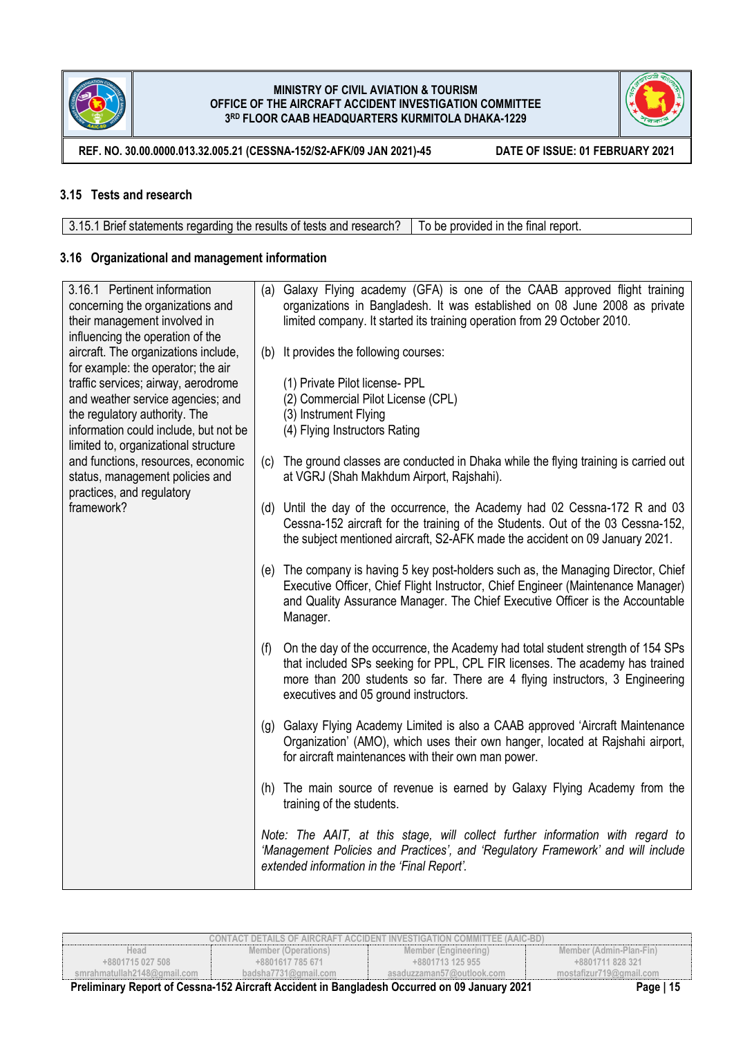## 3.15 Tests and research

| 3.15.1 Brief statements regarding the results of tests and research? | To be provided in the final report. |
|---|---|

## 3.16 Organizational and management information

| 3.16.1 Pertinent information concerning the organizations and their management involved in influencing the operation of the aircraft. The organizations include, for example: the operator; the air traffic services; airway, aerodrome and weather service agencies; and the regulatory authority. The information could include, but not be limited to, organizational structure and functions, resources, economic status, management policies and practices, and regulatory framework? | (a) Galaxy Flying academy (GFA) is one of the CAAB approved flight training organizations in Bangladesh. It was established on 08 June 2008 as private limited company. It started its training operation from 29 October 2010.<br><br>(b) It provides the following courses:<br>(1) Private Pilot license- PPL<br>(2) Commercial Pilot License (CPL)<br>(3) Instrument Flying<br>(4) Flying Instructors Rating<br><br>(c) The ground classes are conducted in Dhaka while the flying training is carried out at VGRJ (Shah Makhdum Airport, Rajshahi).<br><br>(d) Until the day of the occurrence, the Academy had 02 Cessna-172 R and 03 Cessna-152 aircraft for the training of the Students. Out of the 03 Cessna-152, the subject mentioned aircraft, S2-AFK made the accident on 09 January 2021.<br><br>(e) The company is having 5 key post-holders such as, the Managing Director, Chief Executive Officer, Chief Flight Instructor, Chief Engineer (Maintenance Manager) and Quality Assurance Manager. The Chief Executive Officer is the Accountable Manager.<br><br>(f) On the day of the occurrence, the Academy had total student strength of 154 SPs that included SPs seeking for PPL, CPL FIR licenses. The academy has trained more than 200 students so far. There are 4 flying instructors, 3 Engineering executives and 05 ground instructors.<br><br>(g) Galaxy Flying Academy Limited is also a CAAB approved 'Aircraft Maintenance Organization' (AMO), which uses their own hanger, located at Rajshahi airport, for aircraft maintenances with their own man power.<br><br>(h) The main source of revenue is earned by Galaxy Flying Academy from the training of the students.<br><br>*Note: The AAIT, at this stage, will collect further information with regard to 'Management Policies and Practices', and 'Regulatory Framework' and will include extended information in the 'Final Report'.* |
|---|---|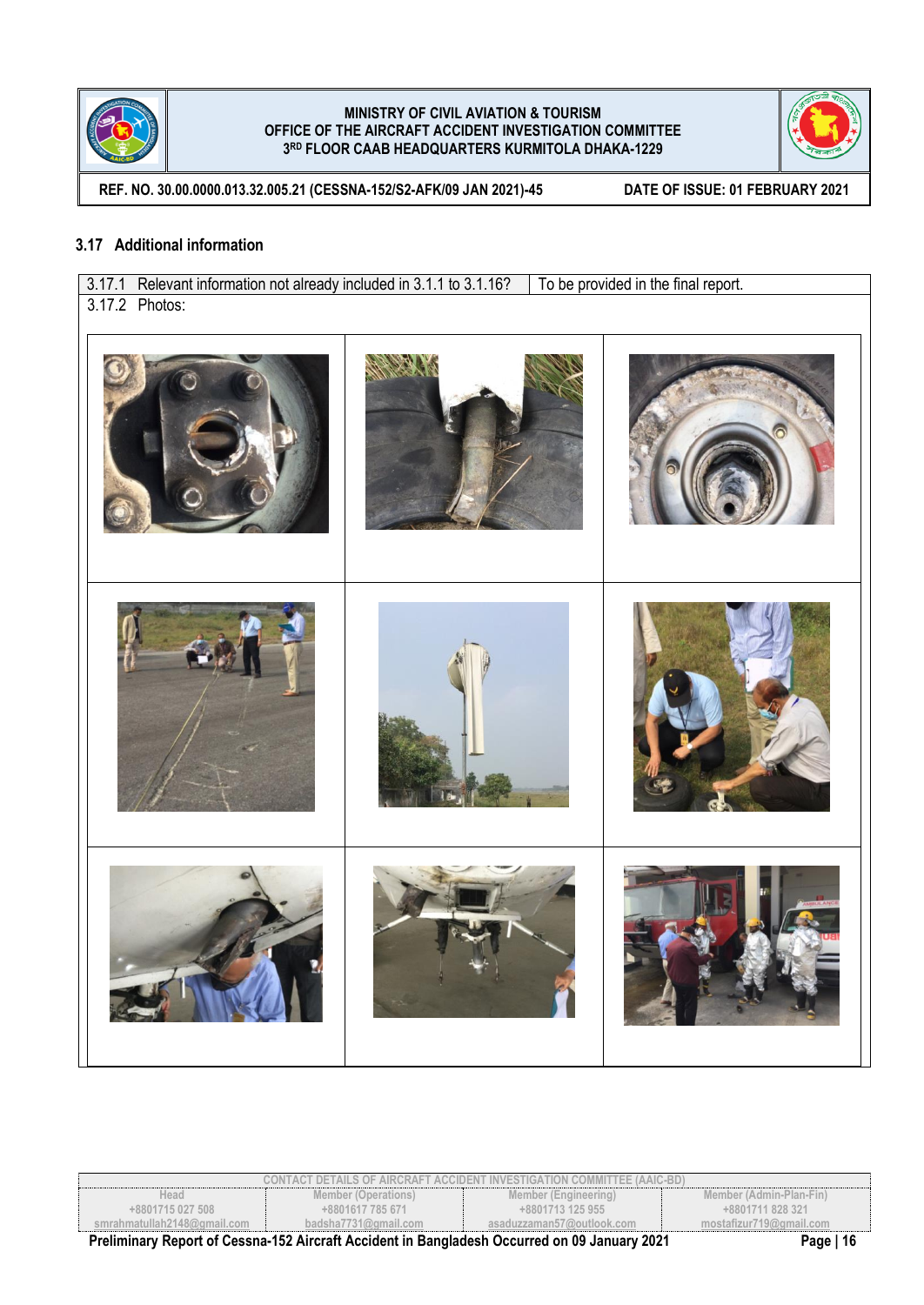### 3.17 Additional information

| 3.17.1 Relevant information not already included in 3.1.1 to 3.1.16? | To be provided in the final report. |
|---|---|
| 3.17.2 Photos: | |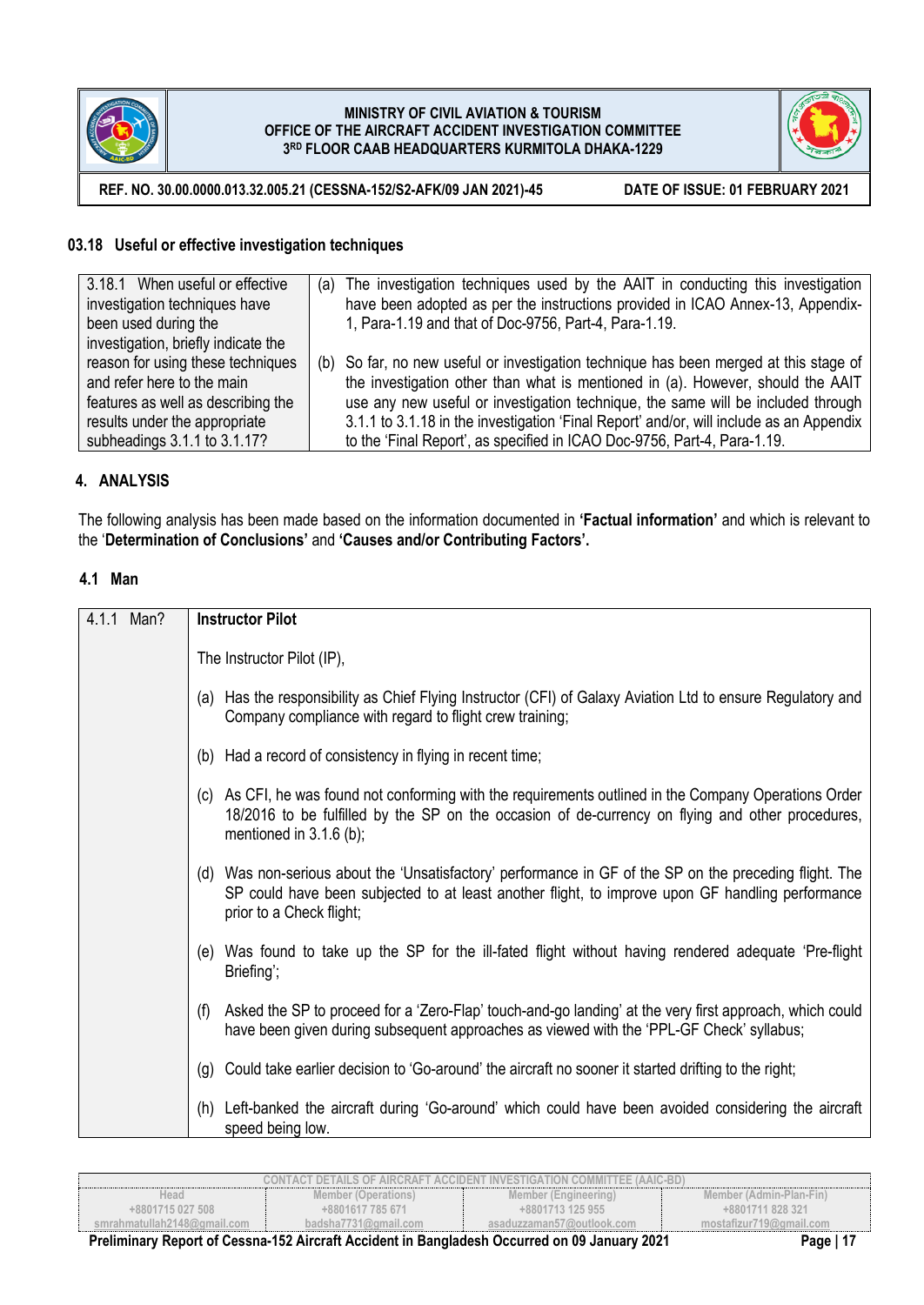### 03.18 Useful or effective investigation techniques

| | |
|---|---|
| 3.18.1 When useful or effective investigation techniques have been used during the investigation, briefly indicate the reason for using these techniques and refer here to the main features as well as describing the results under the appropriate subheadings 3.1.1 to 3.1.17? | (a) The investigation techniques used by the AAIT in conducting this investigation have been adopted as per the instructions provided in ICAO Annex-13, Appendix-1, Para-1.19 and that of Doc-9756, Part-4, Para-1.19.<br><br>(b) So far, no new useful or investigation technique has been merged at this stage of the investigation other than what is mentioned in (a). However, should the AAIT use any new useful or investigation technique, the same will be included through 3.1.1 to 3.1.18 in the investigation 'Final Report' and/or, will include as an Appendix to the 'Final Report', as specified in ICAO Doc-9756, Part-4, Para-1.19. |

## 4. ANALYSIS

The following analysis has been made based on the information documented in **'Factual information'** and which is relevant to the '**Determination of Conclusions'** and **'Causes and/or Contributing Factors'.**

### 4.1 Man

| | |
|---|---|
| 4.1.1 Man? | **Instructor Pilot**<br><br>The Instructor Pilot (IP),<br><br>(a) Has the responsibility as Chief Flying Instructor (CFI) of Galaxy Aviation Ltd to ensure Regulatory and Company compliance with regard to flight crew training;<br><br>(b) Had a record of consistency in flying in recent time;<br><br>(c) As CFI, he was found not conforming with the requirements outlined in the Company Operations Order 18/2016 to be fulfilled by the SP on the occasion of de-currency on flying and other procedures, mentioned in 3.1.6 (b);<br><br>(d) Was non-serious about the 'Unsatisfactory' performance in GF of the SP on the preceding flight. The SP could have been subjected to at least another flight, to improve upon GF handling performance prior to a Check flight;<br><br>(e) Was found to take up the SP for the ill-fated flight without having rendered adequate 'Pre-flight Briefing';<br><br>(f) Asked the SP to proceed for a 'Zero-Flap' touch-and-go landing' at the very first approach, which could have been given during subsequent approaches as viewed with the 'PPL-GF Check' syllabus;<br><br>(g) Could take earlier decision to 'Go-around' the aircraft no sooner it started drifting to the right;<br><br>(h) Left-banked the aircraft during 'Go-around' which could have been avoided considering the aircraft speed being low. |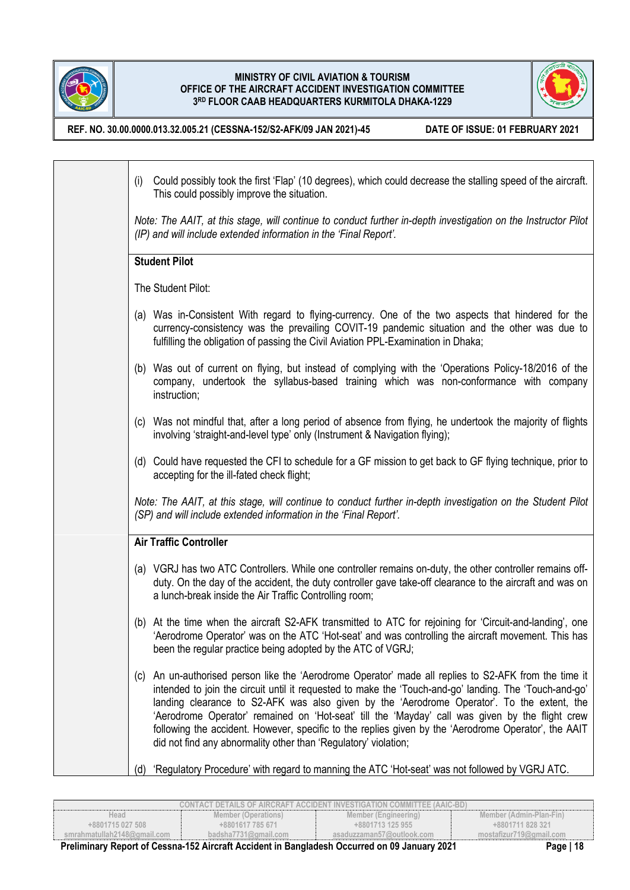(i) Could possibly took the first 'Flap' (10 degrees), which could decrease the stalling speed of the aircraft. This could possibly improve the situation.

*Note: The AAIT, at this stage, will continue to conduct further in-depth investigation on the Instructor Pilot (IP) and will include extended information in the 'Final Report'.*

**Student Pilot**

The Student Pilot:

(a) Was in-Consistent With regard to flying-currency. One of the two aspects that hindered for the currency-consistency was the prevailing COVIT-19 pandemic situation and the other was due to fulfilling the obligation of passing the Civil Aviation PPL-Examination in Dhaka;

(b) Was out of current on flying, but instead of complying with the 'Operations Policy-18/2016 of the company, undertook the syllabus-based training which was non-conformance with company instruction;

(c) Was not mindful that, after a long period of absence from flying, he undertook the majority of flights involving 'straight-and-level type' only (Instrument & Navigation flying);

(d) Could have requested the CFI to schedule for a GF mission to get back to GF flying technique, prior to accepting for the ill-fated check flight;

*Note: The AAIT, at this stage, will continue to conduct further in-depth investigation on the Student Pilot (SP) and will include extended information in the 'Final Report'.*

**Air Traffic Controller**

(a) VGRJ has two ATC Controllers. While one controller remains on-duty, the other controller remains off-duty. On the day of the accident, the duty controller gave take-off clearance to the aircraft and was on a lunch-break inside the Air Traffic Controlling room;

(b) At the time when the aircraft S2-AFK transmitted to ATC for rejoining for 'Circuit-and-landing', one 'Aerodrome Operator' was on the ATC 'Hot-seat' and was controlling the aircraft movement. This has been the regular practice being adopted by the ATC of VGRJ;

(c) An un-authorised person like the 'Aerodrome Operator' made all replies to S2-AFK from the time it intended to join the circuit until it requested to make the 'Touch-and-go' landing. The 'Touch-and-go' landing clearance to S2-AFK was also given by the 'Aerodrome Operator'. To the extent, the 'Aerodrome Operator' remained on 'Hot-seat' till the 'Mayday' call was given by the flight crew following the accident. However, specific to the replies given by the 'Aerodrome Operator', the AAIT did not find any abnormality other than 'Regulatory' violation;

(d) 'Regulatory Procedure' with regard to manning the ATC 'Hot-seat' was not followed by VGRJ ATC.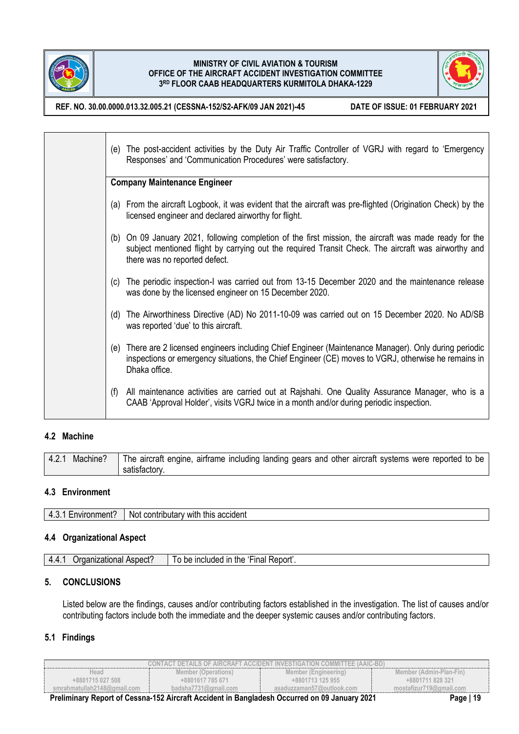| | |
|---|---|
| | (e) The post-accident activities by the Duty Air Traffic Controller of VGRJ with regard to 'Emergency Responses' and 'Communication Procedures' were satisfactory. |
| | **Company Maintenance Engineer**<br><br>(a) From the aircraft Logbook, it was evident that the aircraft was pre-flighted (Origination Check) by the licensed engineer and declared airworthy for flight.<br><br>(b) On 09 January 2021, following completion of the first mission, the aircraft was made ready for the subject mentioned flight by carrying out the required Transit Check. The aircraft was airworthy and there was no reported defect.<br><br>(c) The periodic inspection-I was carried out from 13-15 December 2020 and the maintenance release was done by the licensed engineer on 15 December 2020.<br><br>(d) The Airworthiness Directive (AD) No 2011-10-09 was carried out on 15 December 2020. No AD/SB was reported 'due' to this aircraft.<br><br>(e) There are 2 licensed engineers including Chief Engineer (Maintenance Manager). Only during periodic inspections or emergency situations, the Chief Engineer (CE) moves to VGRJ, otherwise he remains in Dhaka office.<br><br>(f) All maintenance activities are carried out at Rajshahi. One Quality Assurance Manager, who is a CAAB 'Approval Holder', visits VGRJ twice in a month and/or during periodic inspection. |

### 4.2 Machine

| | |
|---|---|
| 4.2.1 Machine? | The aircraft engine, airframe including landing gears and other aircraft systems were reported to be satisfactory. |

### 4.3 Environment

| | |
|---|---|
| 4.3.1 Environment? | Not contributary with this accident |

### 4.4 Organizational Aspect

| | |
|---|---|
| 4.4.1 Organizational Aspect? | To be included in the 'Final Report'. |

## 5. CONCLUSIONS

Listed below are the findings, causes and/or contributing factors established in the investigation. The list of causes and/or contributing factors include both the immediate and the deeper systemic causes and/or contributing factors.

### 5.1 Findings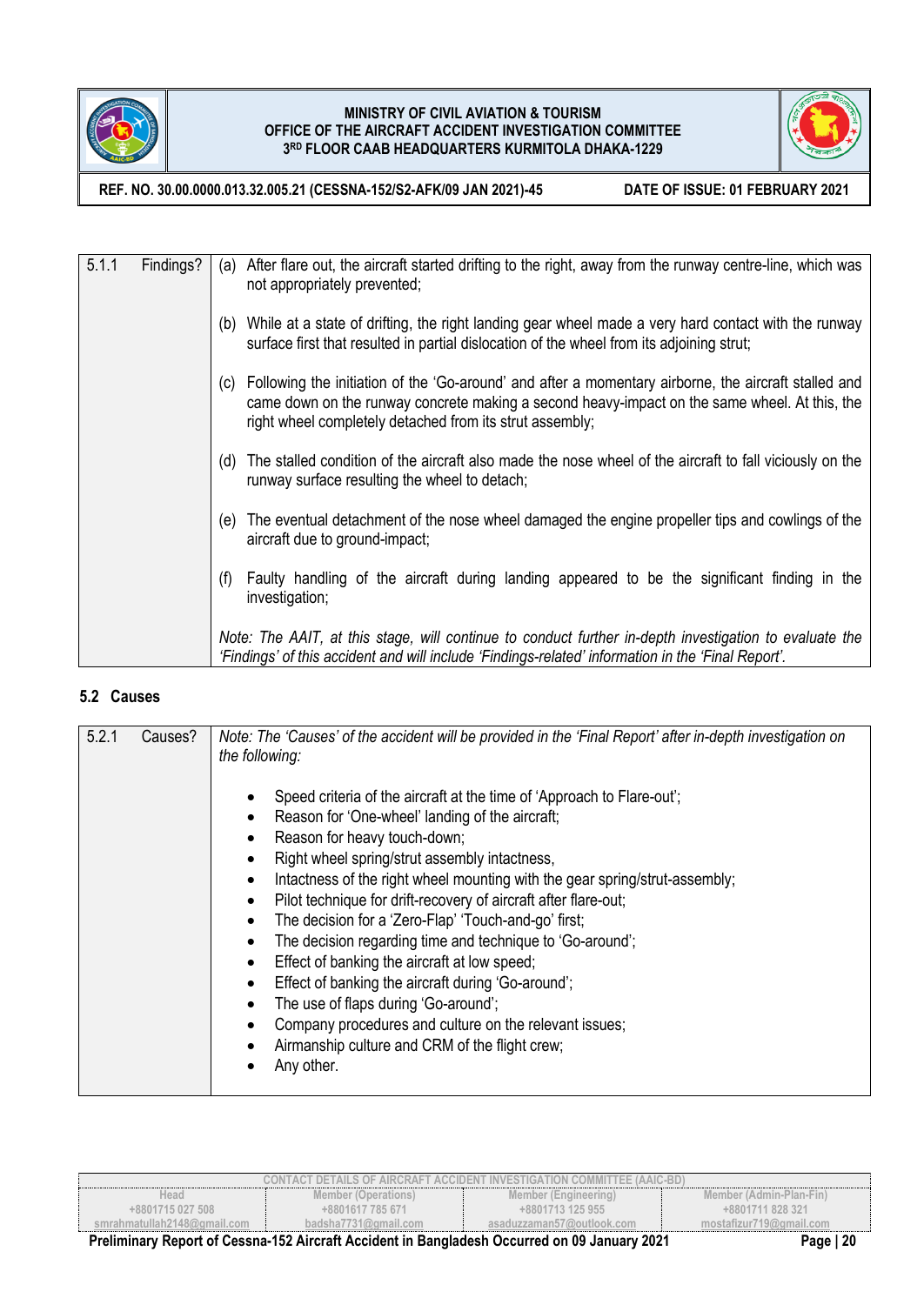| 5.1.1 | Findings? | (a) After flare out, the aircraft started drifting to the right, away from the runway centre-line, which was not appropriately prevented;<br><br>(b) While at a state of drifting, the right landing gear wheel made a very hard contact with the runway surface first that resulted in partial dislocation of the wheel from its adjoining strut;<br><br>(c) Following the initiation of the 'Go-around' and after a momentary airborne, the aircraft stalled and came down on the runway concrete making a second heavy-impact on the same wheel. At this, the right wheel completely detached from its strut assembly;<br><br>(d) The stalled condition of the aircraft also made the nose wheel of the aircraft to fall viciously on the runway surface resulting the wheel to detach;<br><br>(e) The eventual detachment of the nose wheel damaged the engine propeller tips and cowlings of the aircraft due to ground-impact;<br><br>(f) Faulty handling of the aircraft during landing appeared to be the significant finding in the investigation;<br><br>*Note: The AAIT, at this stage, will continue to conduct further in-depth investigation to evaluate the 'Findings' of this accident and will include 'Findings-related' information in the 'Final Report'.* |
|---|---|---|

## 5.2 Causes

| 5.2.1 | Causes? | *Note: The 'Causes' of the accident will be provided in the 'Final Report' after in-depth investigation on the following:*<br><br>• Speed criteria of the aircraft at the time of 'Approach to Flare-out';<br>• Reason for 'One-wheel' landing of the aircraft;<br>• Reason for heavy touch-down;<br>• Right wheel spring/strut assembly intactness,<br>• Intactness of the right wheel mounting with the gear spring/strut-assembly;<br>• Pilot technique for drift-recovery of aircraft after flare-out;<br>• The decision for a 'Zero-Flap' 'Touch-and-go' first;<br>• The decision regarding time and technique to 'Go-around';<br>• Effect of banking the aircraft at low speed;<br>• Effect of banking the aircraft during 'Go-around';<br>• The use of flaps during 'Go-around';<br>• Company procedures and culture on the relevant issues;<br>• Airmanship culture and CRM of the flight crew;<br>• Any other. |
|---|---|---|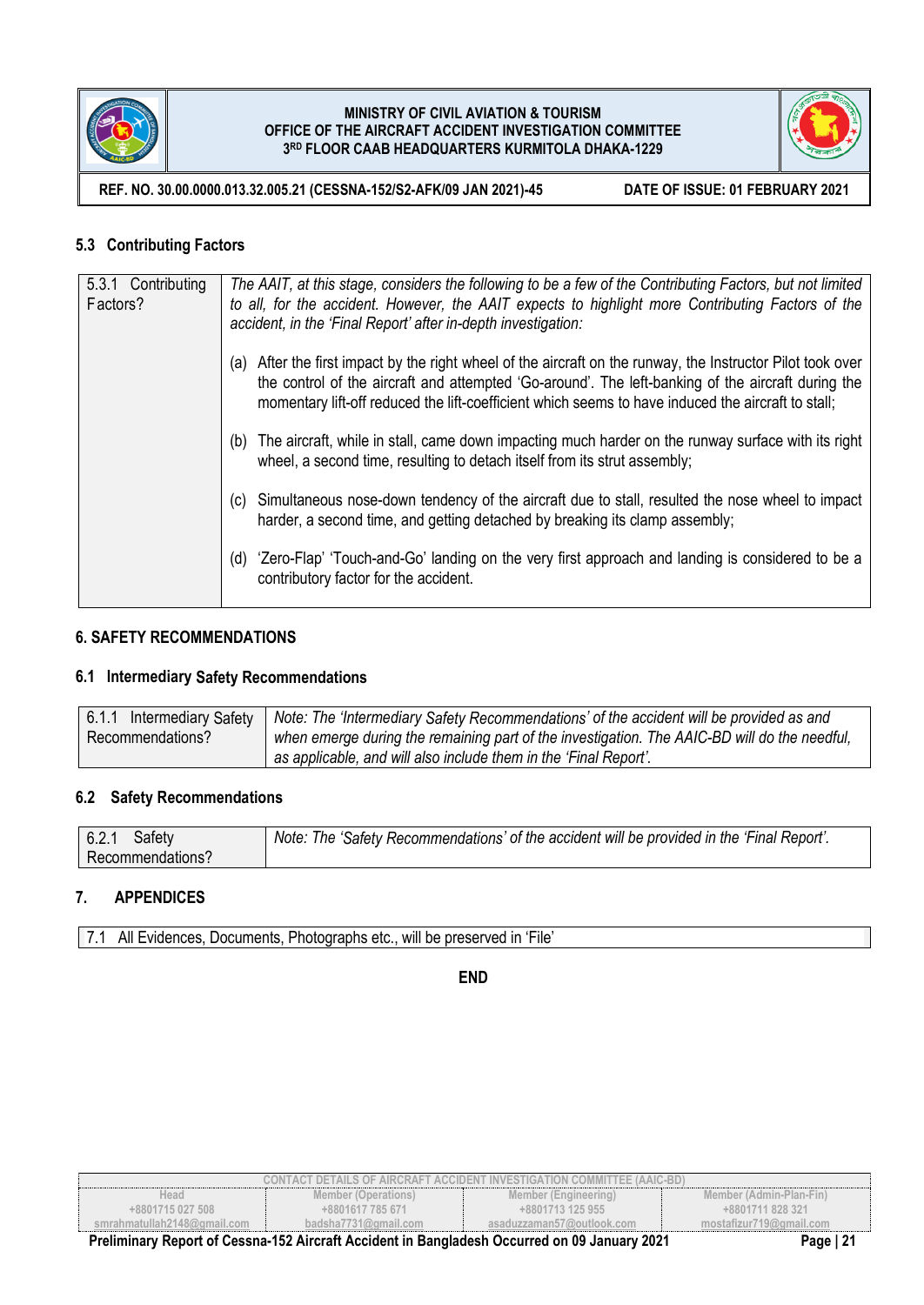## 5.3 Contributing Factors

| | |
|---|---|
| 5.3.1 Contributing Factors? | *The AAIT, at this stage, considers the following to be a few of the Contributing Factors, but not limited to all, for the accident. However, the AAIT expects to highlight more Contributing Factors of the accident, in the 'Final Report' after in-depth investigation:*<br><br>(a) After the first impact by the right wheel of the aircraft on the runway, the Instructor Pilot took over the control of the aircraft and attempted 'Go-around'. The left-banking of the aircraft during the momentary lift-off reduced the lift-coefficient which seems to have induced the aircraft to stall;<br><br>(b) The aircraft, while in stall, came down impacting much harder on the runway surface with its right wheel, a second time, resulting to detach itself from its strut assembly;<br><br>(c) Simultaneous nose-down tendency of the aircraft due to stall, resulted the nose wheel to impact harder, a second time, and getting detached by breaking its clamp assembly;<br><br>(d) 'Zero-Flap' 'Touch-and-Go' landing on the very first approach and landing is considered to be a contributory factor for the accident. |

## 6. SAFETY RECOMMENDATIONS

### 6.1 Intermediary Safety Recommendations

| | |
|---|---|
| 6.1.1 Intermediary Safety Recommendations? | *Note: The 'Intermediary Safety Recommendations' of the accident will be provided as and when emerge during the remaining part of the investigation. The AAIC-BD will do the needful, as applicable, and will also include them in the 'Final Report'.* |

### 6.2 Safety Recommendations

| | |
|---|---|
| 6.2.1 Safety Recommendations? | *Note: The 'Safety Recommendations' of the accident will be provided in the 'Final Report'.* |

## 7. APPENDICES

| |
|---|
| 7.1 All Evidences, Documents, Photographs etc., will be preserved in 'File' |

**END**